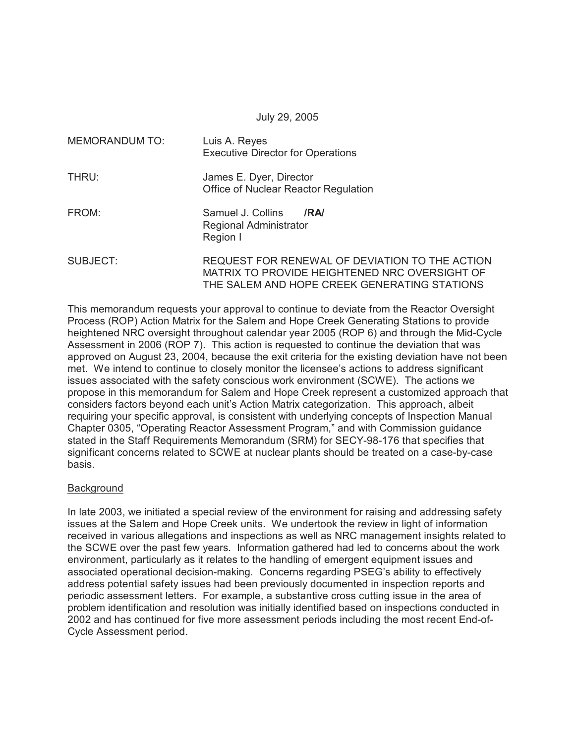July 29, 2005

MEMORANDUM TO: Luis A. Reyes
Executive Director for Operations

THRU: James E. Dyer, Director
Office of Nuclear Reactor Regulation

FROM: Samuel J. Collins **/RA/**
Regional Administrator
Region I

SUBJECT: REQUEST FOR RENEWAL OF DEVIATION TO THE ACTION MATRIX TO PROVIDE HEIGHTENED NRC OVERSIGHT OF THE SALEM AND HOPE CREEK GENERATING STATIONS

This memorandum requests your approval to continue to deviate from the Reactor Oversight Process (ROP) Action Matrix for the Salem and Hope Creek Generating Stations to provide heightened NRC oversight throughout calendar year 2005 (ROP 6) and through the Mid-Cycle Assessment in 2006 (ROP 7). This action is requested to continue the deviation that was approved on August 23, 2004, because the exit criteria for the existing deviation have not been met. We intend to continue to closely monitor the licensee's actions to address significant issues associated with the safety conscious work environment (SCWE). The actions we propose in this memorandum for Salem and Hope Creek represent a customized approach that considers factors beyond each unit's Action Matrix categorization. This approach, albeit requiring your specific approval, is consistent with underlying concepts of Inspection Manual Chapter 0305, "Operating Reactor Assessment Program," and with Commission guidance stated in the Staff Requirements Memorandum (SRM) for SECY-98-176 that specifies that significant concerns related to SCWE at nuclear plants should be treated on a case-by-case basis.

<u>Background</u>

In late 2003, we initiated a special review of the environment for raising and addressing safety issues at the Salem and Hope Creek units. We undertook the review in light of information received in various allegations and inspections as well as NRC management insights related to the SCWE over the past few years. Information gathered had led to concerns about the work environment, particularly as it relates to the handling of emergent equipment issues and associated operational decision-making. Concerns regarding PSEG's ability to effectively address potential safety issues had been previously documented in inspection reports and periodic assessment letters. For example, a substantive cross cutting issue in the area of problem identification and resolution was initially identified based on inspections conducted in 2002 and has continued for five more assessment periods including the most recent End-of-Cycle Assessment period.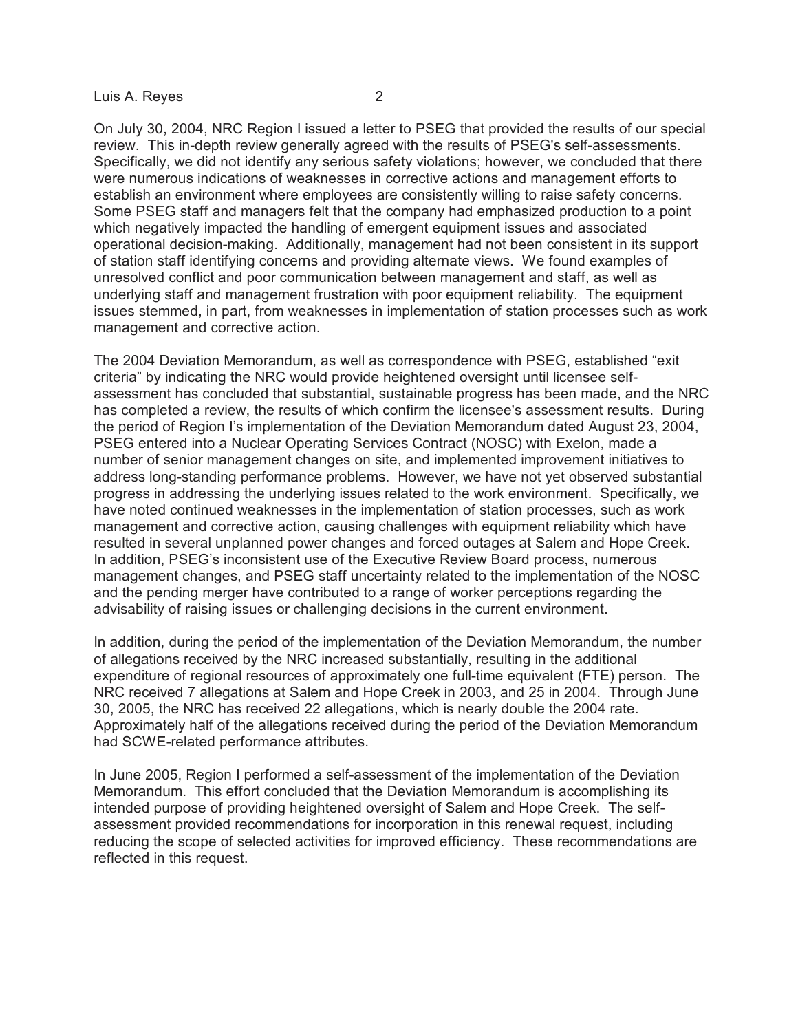On July 30, 2004, NRC Region I issued a letter to PSEG that provided the results of our special review. This in-depth review generally agreed with the results of PSEG's self-assessments. Specifically, we did not identify any serious safety violations; however, we concluded that there were numerous indications of weaknesses in corrective actions and management efforts to establish an environment where employees are consistently willing to raise safety concerns. Some PSEG staff and managers felt that the company had emphasized production to a point which negatively impacted the handling of emergent equipment issues and associated operational decision-making. Additionally, management had not been consistent in its support of station staff identifying concerns and providing alternate views. We found examples of unresolved conflict and poor communication between management and staff, as well as underlying staff and management frustration with poor equipment reliability. The equipment issues stemmed, in part, from weaknesses in implementation of station processes such as work management and corrective action.

The 2004 Deviation Memorandum, as well as correspondence with PSEG, established "exit criteria" by indicating the NRC would provide heightened oversight until licensee self-assessment has concluded that substantial, sustainable progress has been made, and the NRC has completed a review, the results of which confirm the licensee's assessment results. During the period of Region I's implementation of the Deviation Memorandum dated August 23, 2004, PSEG entered into a Nuclear Operating Services Contract (NOSC) with Exelon, made a number of senior management changes on site, and implemented improvement initiatives to address long-standing performance problems. However, we have not yet observed substantial progress in addressing the underlying issues related to the work environment. Specifically, we have noted continued weaknesses in the implementation of station processes, such as work management and corrective action, causing challenges with equipment reliability which have resulted in several unplanned power changes and forced outages at Salem and Hope Creek. In addition, PSEG's inconsistent use of the Executive Review Board process, numerous management changes, and PSEG staff uncertainty related to the implementation of the NOSC and the pending merger have contributed to a range of worker perceptions regarding the advisability of raising issues or challenging decisions in the current environment.

In addition, during the period of the implementation of the Deviation Memorandum, the number of allegations received by the NRC increased substantially, resulting in the additional expenditure of regional resources of approximately one full-time equivalent (FTE) person. The NRC received 7 allegations at Salem and Hope Creek in 2003, and 25 in 2004. Through June 30, 2005, the NRC has received 22 allegations, which is nearly double the 2004 rate. Approximately half of the allegations received during the period of the Deviation Memorandum had SCWE-related performance attributes.

In June 2005, Region I performed a self-assessment of the implementation of the Deviation Memorandum. This effort concluded that the Deviation Memorandum is accomplishing its intended purpose of providing heightened oversight of Salem and Hope Creek. The self-assessment provided recommendations for incorporation in this renewal request, including reducing the scope of selected activities for improved efficiency. These recommendations are reflected in this request.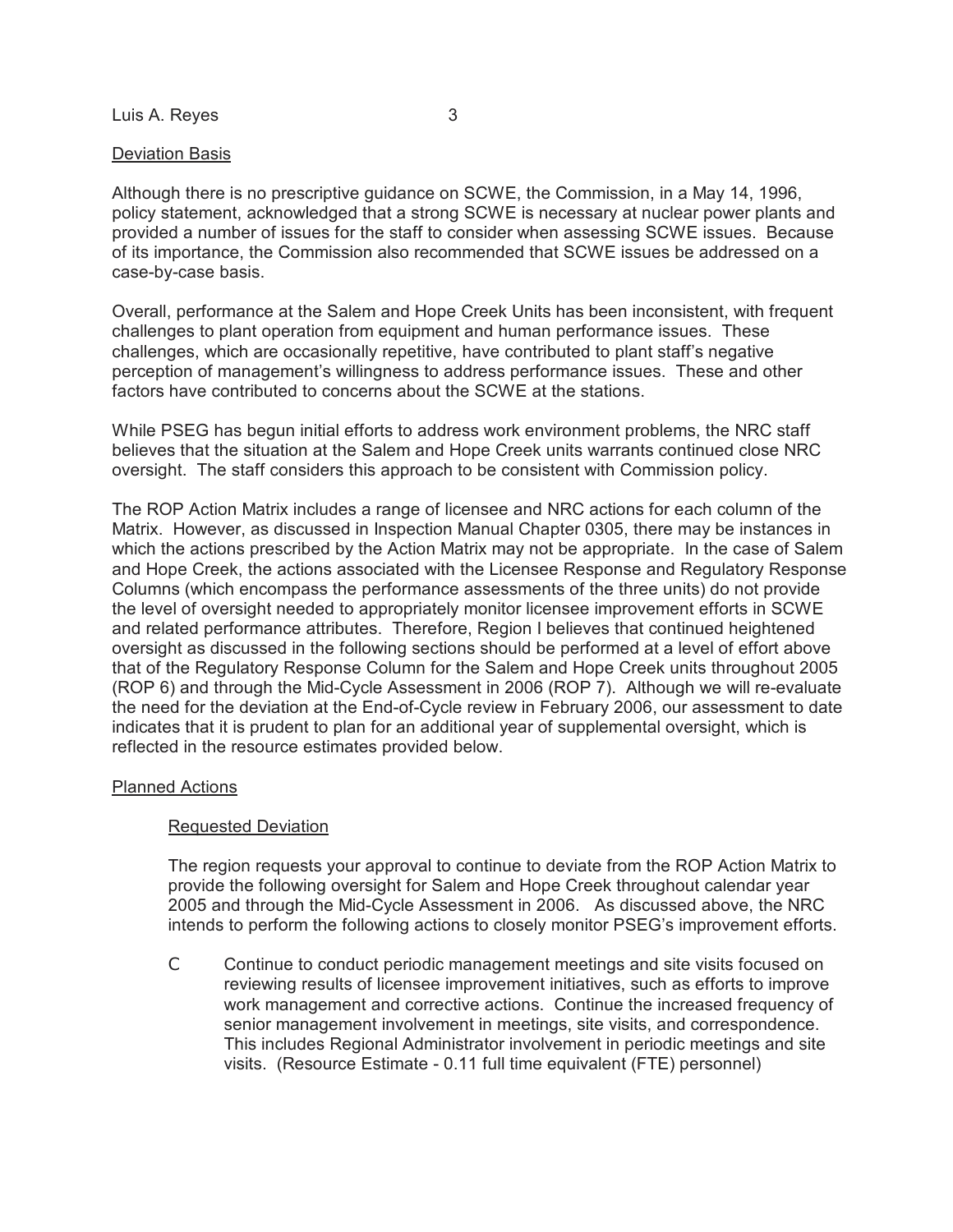Deviation Basis

Although there is no prescriptive guidance on SCWE, the Commission, in a May 14, 1996, policy statement, acknowledged that a strong SCWE is necessary at nuclear power plants and provided a number of issues for the staff to consider when assessing SCWE issues. Because of its importance, the Commission also recommended that SCWE issues be addressed on a case-by-case basis.

Overall, performance at the Salem and Hope Creek Units has been inconsistent, with frequent challenges to plant operation from equipment and human performance issues. These challenges, which are occasionally repetitive, have contributed to plant staff's negative perception of management's willingness to address performance issues. These and other factors have contributed to concerns about the SCWE at the stations.

While PSEG has begun initial efforts to address work environment problems, the NRC staff believes that the situation at the Salem and Hope Creek units warrants continued close NRC oversight. The staff considers this approach to be consistent with Commission policy.

The ROP Action Matrix includes a range of licensee and NRC actions for each column of the Matrix. However, as discussed in Inspection Manual Chapter 0305, there may be instances in which the actions prescribed by the Action Matrix may not be appropriate. In the case of Salem and Hope Creek, the actions associated with the Licensee Response and Regulatory Response Columns (which encompass the performance assessments of the three units) do not provide the level of oversight needed to appropriately monitor licensee improvement efforts in SCWE and related performance attributes. Therefore, Region I believes that continued heightened oversight as discussed in the following sections should be performed at a level of effort above that of the Regulatory Response Column for the Salem and Hope Creek units throughout 2005 (ROP 6) and through the Mid-Cycle Assessment in 2006 (ROP 7). Although we will re-evaluate the need for the deviation at the End-of-Cycle review in February 2006, our assessment to date indicates that it is prudent to plan for an additional year of supplemental oversight, which is reflected in the resource estimates provided below.

Planned Actions

Requested Deviation

The region requests your approval to continue to deviate from the ROP Action Matrix to provide the following oversight for Salem and Hope Creek throughout calendar year 2005 and through the Mid-Cycle Assessment in 2006. As discussed above, the NRC intends to perform the following actions to closely monitor PSEG's improvement efforts.

- Continue to conduct periodic management meetings and site visits focused on reviewing results of licensee improvement initiatives, such as efforts to improve work management and corrective actions. Continue the increased frequency of senior management involvement in meetings, site visits, and correspondence. This includes Regional Administrator involvement in periodic meetings and site visits. (Resource Estimate - 0.11 full time equivalent (FTE) personnel)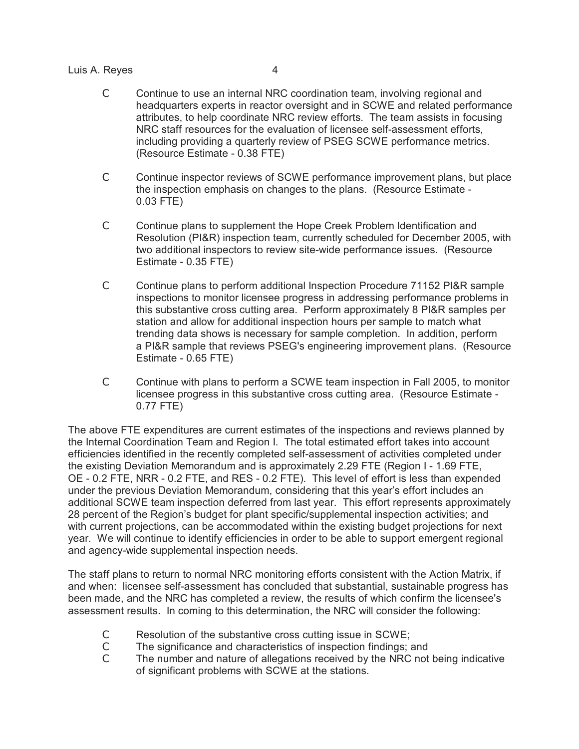- Continue to use an internal NRC coordination team, involving regional and headquarters experts in reactor oversight and in SCWE and related performance attributes, to help coordinate NRC review efforts. The team assists in focusing NRC staff resources for the evaluation of licensee self-assessment efforts, including providing a quarterly review of PSEG SCWE performance metrics. (Resource Estimate - 0.38 FTE)

- Continue inspector reviews of SCWE performance improvement plans, but place the inspection emphasis on changes to the plans. (Resource Estimate - 0.03 FTE)

- Continue plans to supplement the Hope Creek Problem Identification and Resolution (PI&R) inspection team, currently scheduled for December 2005, with two additional inspectors to review site-wide performance issues. (Resource Estimate - 0.35 FTE)

- Continue plans to perform additional Inspection Procedure 71152 PI&R sample inspections to monitor licensee progress in addressing performance problems in this substantive cross cutting area. Perform approximately 8 PI&R samples per station and allow for additional inspection hours per sample to match what trending data shows is necessary for sample completion. In addition, perform a PI&R sample that reviews PSEG's engineering improvement plans. (Resource Estimate - 0.65 FTE)

- Continue with plans to perform a SCWE team inspection in Fall 2005, to monitor licensee progress in this substantive cross cutting area. (Resource Estimate - 0.77 FTE)

The above FTE expenditures are current estimates of the inspections and reviews planned by the Internal Coordination Team and Region I. The total estimated effort takes into account efficiencies identified in the recently completed self-assessment of activities completed under the existing Deviation Memorandum and is approximately 2.29 FTE (Region I - 1.69 FTE, OE - 0.2 FTE, NRR - 0.2 FTE, and RES - 0.2 FTE). This level of effort is less than expended under the previous Deviation Memorandum, considering that this year's effort includes an additional SCWE team inspection deferred from last year. This effort represents approximately 28 percent of the Region's budget for plant specific/supplemental inspection activities; and with current projections, can be accommodated within the existing budget projections for next year. We will continue to identify efficiencies in order to be able to support emergent regional and agency-wide supplemental inspection needs.

The staff plans to return to normal NRC monitoring efforts consistent with the Action Matrix, if and when: licensee self-assessment has concluded that substantial, sustainable progress has been made, and the NRC has completed a review, the results of which confirm the licensee's assessment results. In coming to this determination, the NRC will consider the following:

- Resolution of the substantive cross cutting issue in SCWE;
- The significance and characteristics of inspection findings; and
- The number and nature of allegations received by the NRC not being indicative of significant problems with SCWE at the stations.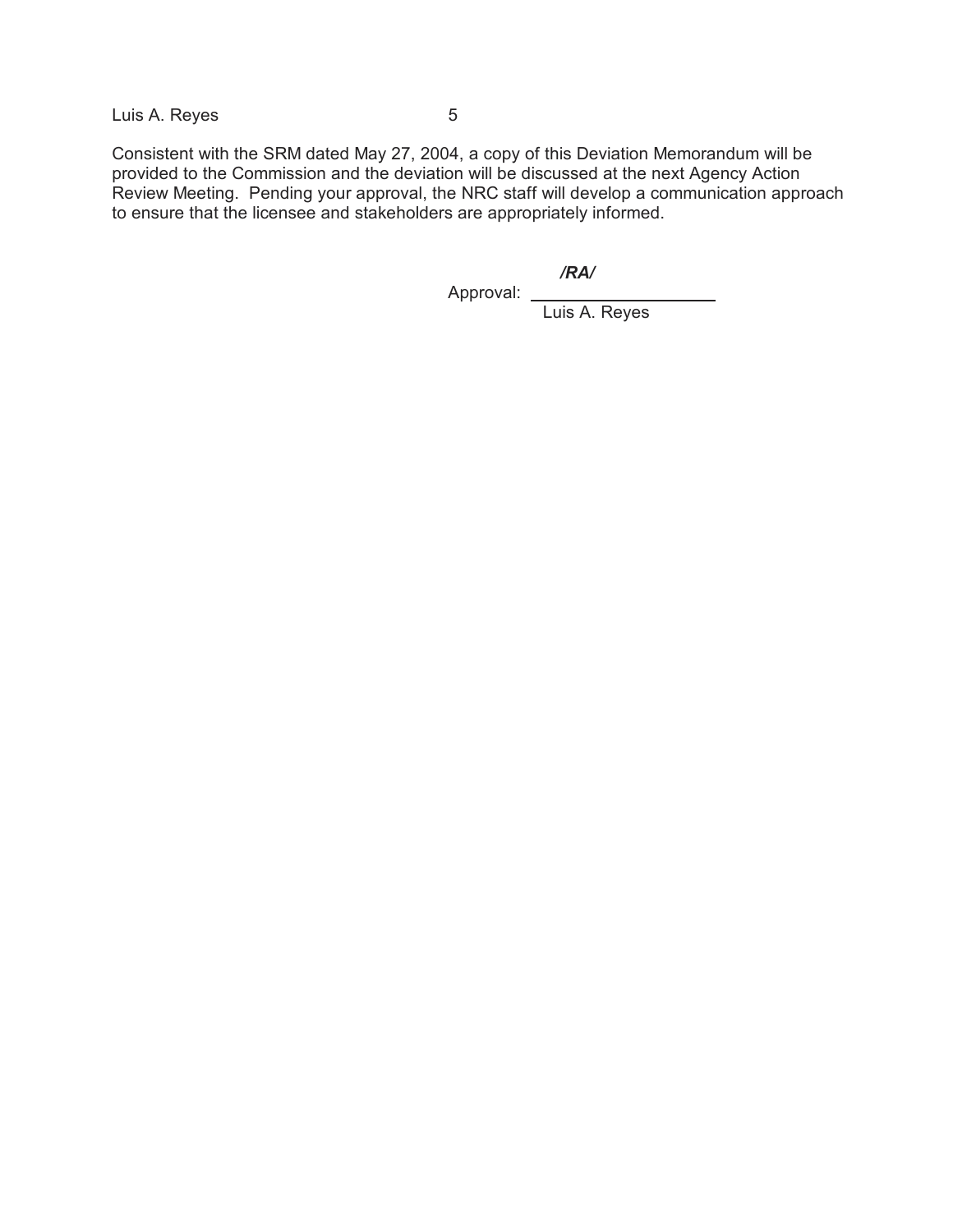Consistent with the SRM dated May 27, 2004, a copy of this Deviation Memorandum will be provided to the Commission and the deviation will be discussed at the next Agency Action Review Meeting. Pending your approval, the NRC staff will develop a communication approach to ensure that the licensee and stakeholders are appropriately informed.

Approval: ***/RA/***
Luis A. Reyes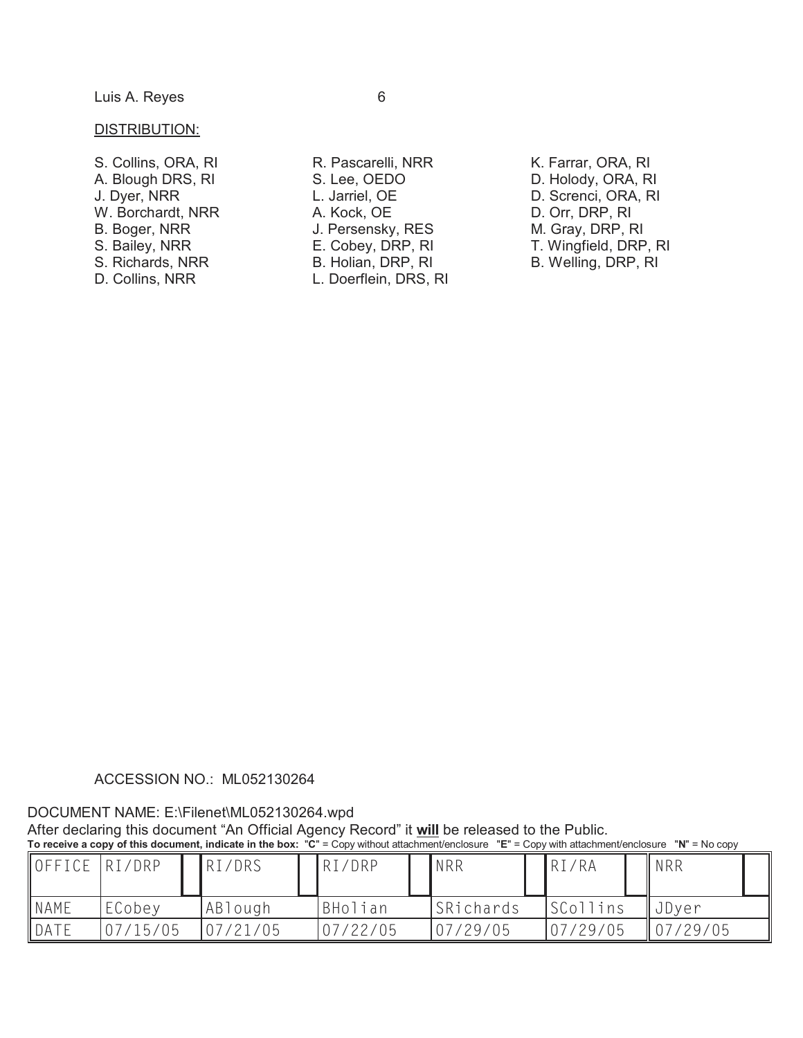Luis A. Reyes

DISTRIBUTION:

S. Collins, ORA, RI
A. Blough DRS, RI
J. Dyer, NRR
W. Borchardt, NRR
B. Boger, NRR
S. Bailey, NRR
S. Richards, NRR
D. Collins, NRR
R. Pascarelli, NRR
S. Lee, OEDO
L. Jarriel, OE
A. Kock, OE
J. Persensky, RES
E. Cobey, DRP, RI
B. Holian, DRP, RI
L. Doerflein, DRS, RI
K. Farrar, ORA, RI
D. Holody, ORA, RI
D. Screnci, ORA, RI
D. Orr, DRP, RI
M. Gray, DRP, RI
T. Wingfield, DRP, RI
B. Welling, DRP, RI

ACCESSION NO.: ML052130264

DOCUMENT NAME: E:\Filenet\ML052130264.wpd

After declaring this document "An Official Agency Record" it **will** be released to the Public.

**To receive a copy of this document, indicate in the box: "C" = Copy without attachment/enclosure "E" = Copy with attachment/enclosure "N" = No copy**

| OFFICE | RI/DRP | RI/DRS | RI/DRP | NRR | RI/RA | NRR |
|---|---|---|---|---|---|---|
| NAME | ECobey | ABlough | BHolian | SRichards | SCollins | JDyer |
| DATE | 07/15/05 | 07/21/05 | 07/22/05 | 07/29/05 | 07/29/05 | 07/29/05 |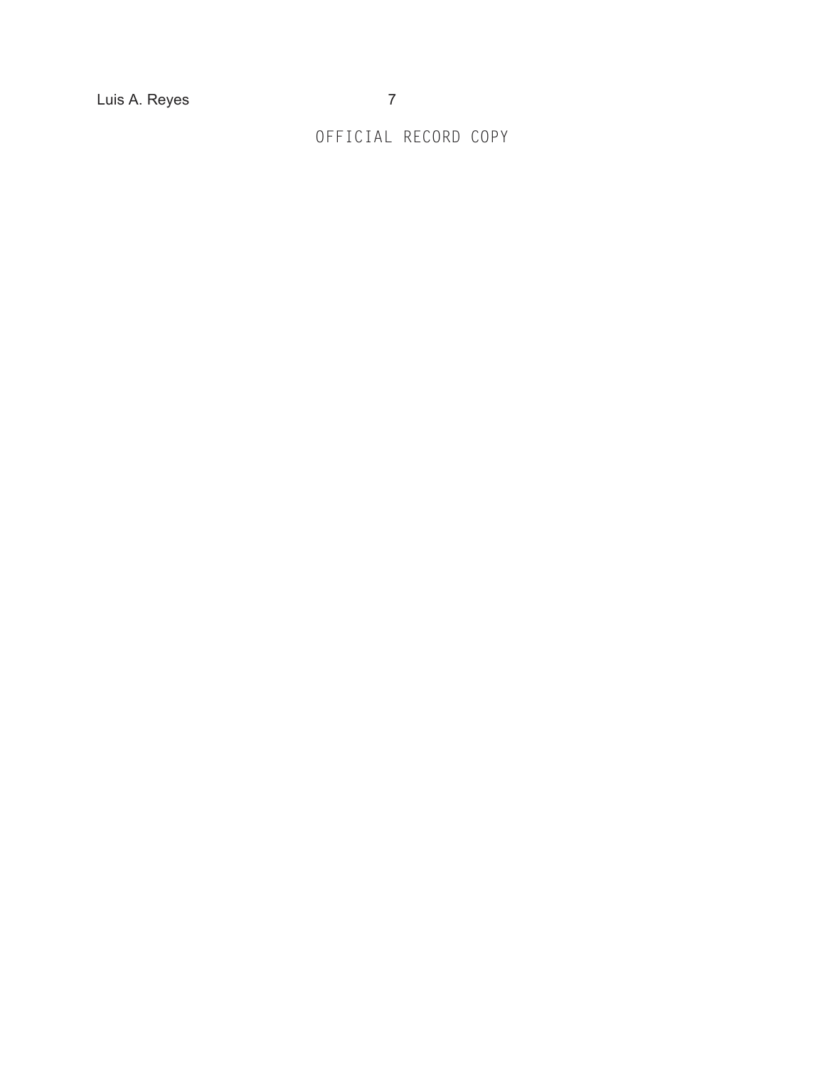OFFICIAL RECORD COPY